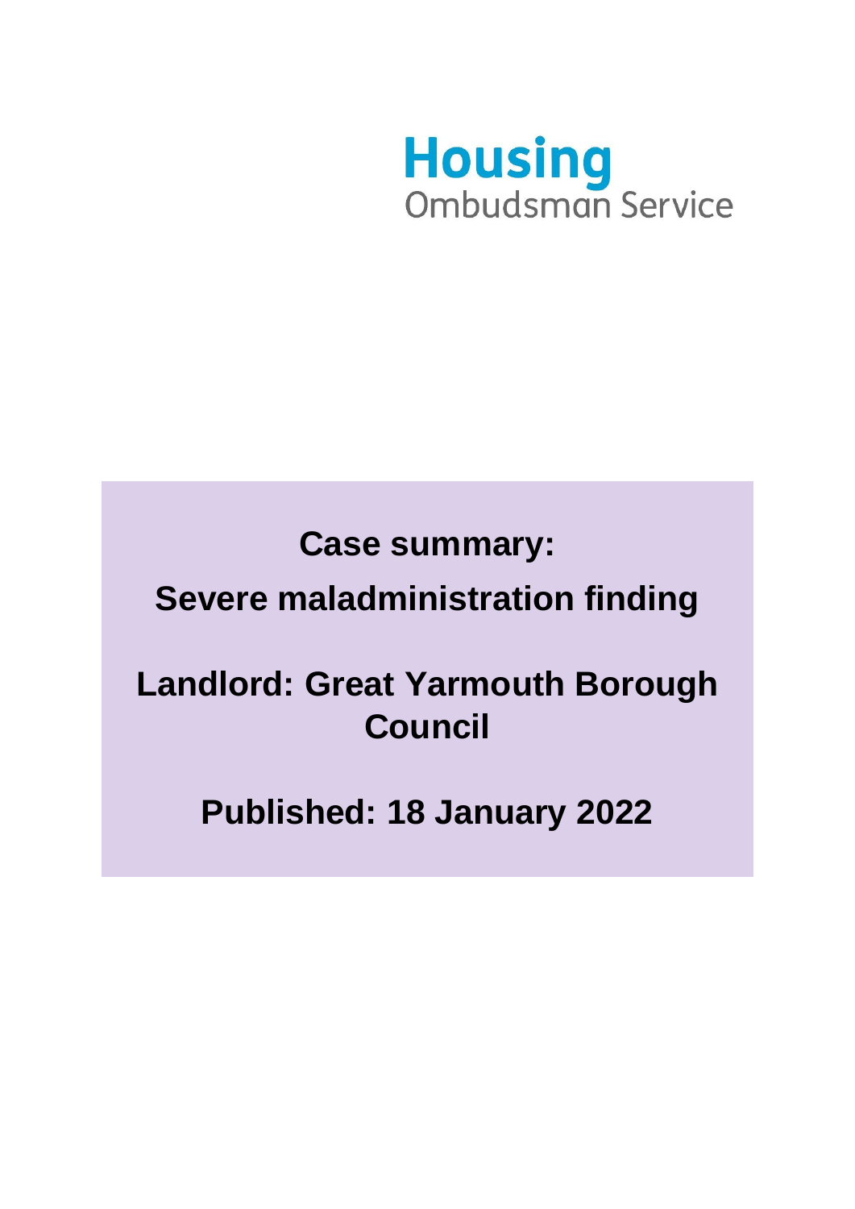Housing
Ombudsman Service

# Case summary:

# Severe maladministration finding

# Landlord: Great Yarmouth Borough Council

# Published: 18 January 2022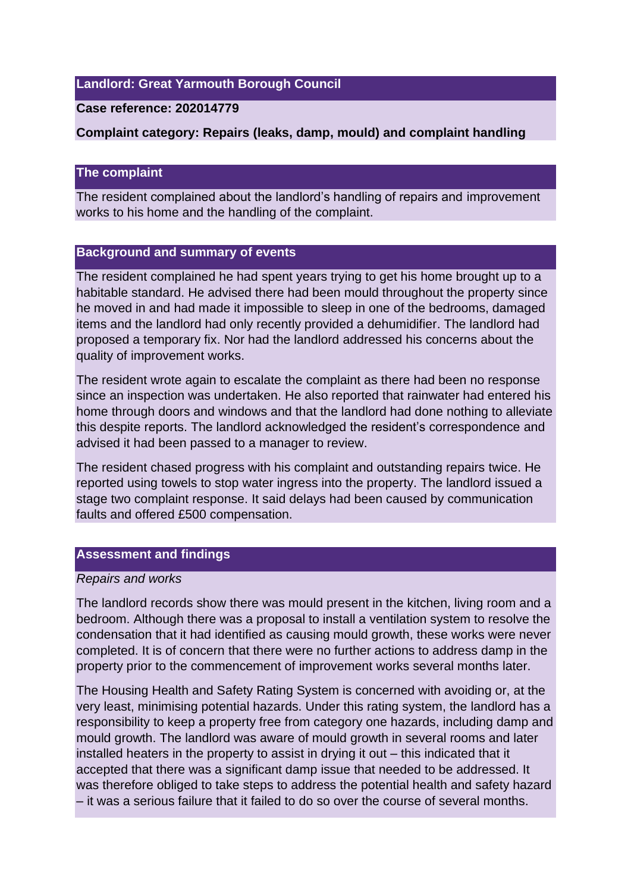**Landlord: Great Yarmouth Borough Council**

**Case reference: 202014779**

**Complaint category: Repairs (leaks, damp, mould) and complaint handling**

## The complaint

The resident complained about the landlord's handling of repairs and improvement works to his home and the handling of the complaint.

## Background and summary of events

The resident complained he had spent years trying to get his home brought up to a habitable standard. He advised there had been mould throughout the property since he moved in and had made it impossible to sleep in one of the bedrooms, damaged items and the landlord had only recently provided a dehumidifier. The landlord had proposed a temporary fix. Nor had the landlord addressed his concerns about the quality of improvement works.

The resident wrote again to escalate the complaint as there had been no response since an inspection was undertaken. He also reported that rainwater had entered his home through doors and windows and that the landlord had done nothing to alleviate this despite reports. The landlord acknowledged the resident's correspondence and advised it had been passed to a manager to review.

The resident chased progress with his complaint and outstanding repairs twice. He reported using towels to stop water ingress into the property. The landlord issued a stage two complaint response. It said delays had been caused by communication faults and offered £500 compensation.

## Assessment and findings

*Repairs and works*

The landlord records show there was mould present in the kitchen, living room and a bedroom. Although there was a proposal to install a ventilation system to resolve the condensation that it had identified as causing mould growth, these works were never completed. It is of concern that there were no further actions to address damp in the property prior to the commencement of improvement works several months later.

The Housing Health and Safety Rating System is concerned with avoiding or, at the very least, minimising potential hazards. Under this rating system, the landlord has a responsibility to keep a property free from category one hazards, including damp and mould growth. The landlord was aware of mould growth in several rooms and later installed heaters in the property to assist in drying it out – this indicated that it accepted that there was a significant damp issue that needed to be addressed. It was therefore obliged to take steps to address the potential health and safety hazard – it was a serious failure that it failed to do so over the course of several months.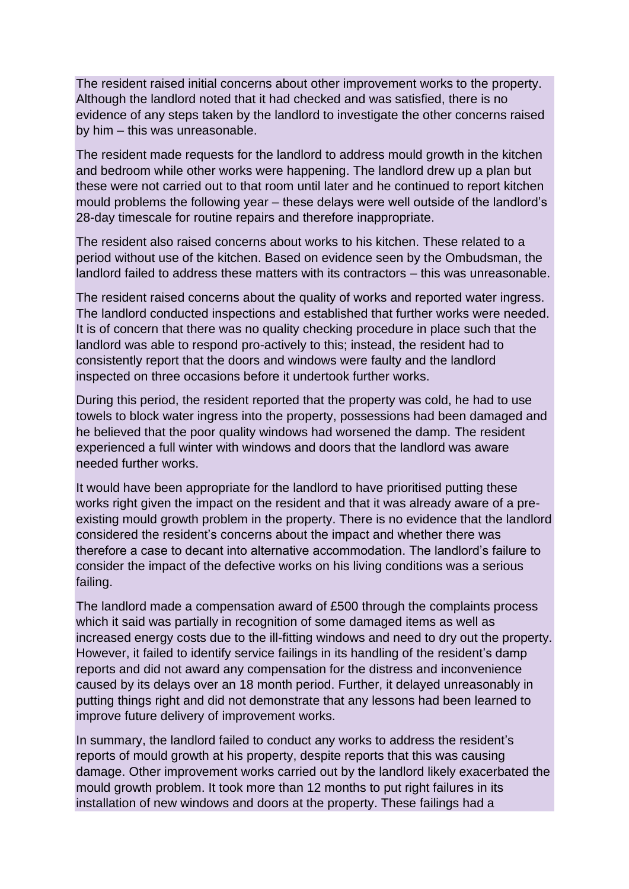The resident raised initial concerns about other improvement works to the property. Although the landlord noted that it had checked and was satisfied, there is no evidence of any steps taken by the landlord to investigate the other concerns raised by him – this was unreasonable.

The resident made requests for the landlord to address mould growth in the kitchen and bedroom while other works were happening. The landlord drew up a plan but these were not carried out to that room until later and he continued to report kitchen mould problems the following year – these delays were well outside of the landlord's 28-day timescale for routine repairs and therefore inappropriate.

The resident also raised concerns about works to his kitchen. These related to a period without use of the kitchen. Based on evidence seen by the Ombudsman, the landlord failed to address these matters with its contractors – this was unreasonable.

The resident raised concerns about the quality of works and reported water ingress. The landlord conducted inspections and established that further works were needed. It is of concern that there was no quality checking procedure in place such that the landlord was able to respond pro-actively to this; instead, the resident had to consistently report that the doors and windows were faulty and the landlord inspected on three occasions before it undertook further works.

During this period, the resident reported that the property was cold, he had to use towels to block water ingress into the property, possessions had been damaged and he believed that the poor quality windows had worsened the damp. The resident experienced a full winter with windows and doors that the landlord was aware needed further works.

It would have been appropriate for the landlord to have prioritised putting these works right given the impact on the resident and that it was already aware of a pre-existing mould growth problem in the property. There is no evidence that the landlord considered the resident's concerns about the impact and whether there was therefore a case to decant into alternative accommodation. The landlord's failure to consider the impact of the defective works on his living conditions was a serious failing.

The landlord made a compensation award of £500 through the complaints process which it said was partially in recognition of some damaged items as well as increased energy costs due to the ill-fitting windows and need to dry out the property. However, it failed to identify service failings in its handling of the resident's damp reports and did not award any compensation for the distress and inconvenience caused by its delays over an 18 month period. Further, it delayed unreasonably in putting things right and did not demonstrate that any lessons had been learned to improve future delivery of improvement works.

In summary, the landlord failed to conduct any works to address the resident's reports of mould growth at his property, despite reports that this was causing damage. Other improvement works carried out by the landlord likely exacerbated the mould growth problem. It took more than 12 months to put right failures in its installation of new windows and doors at the property. These failings had a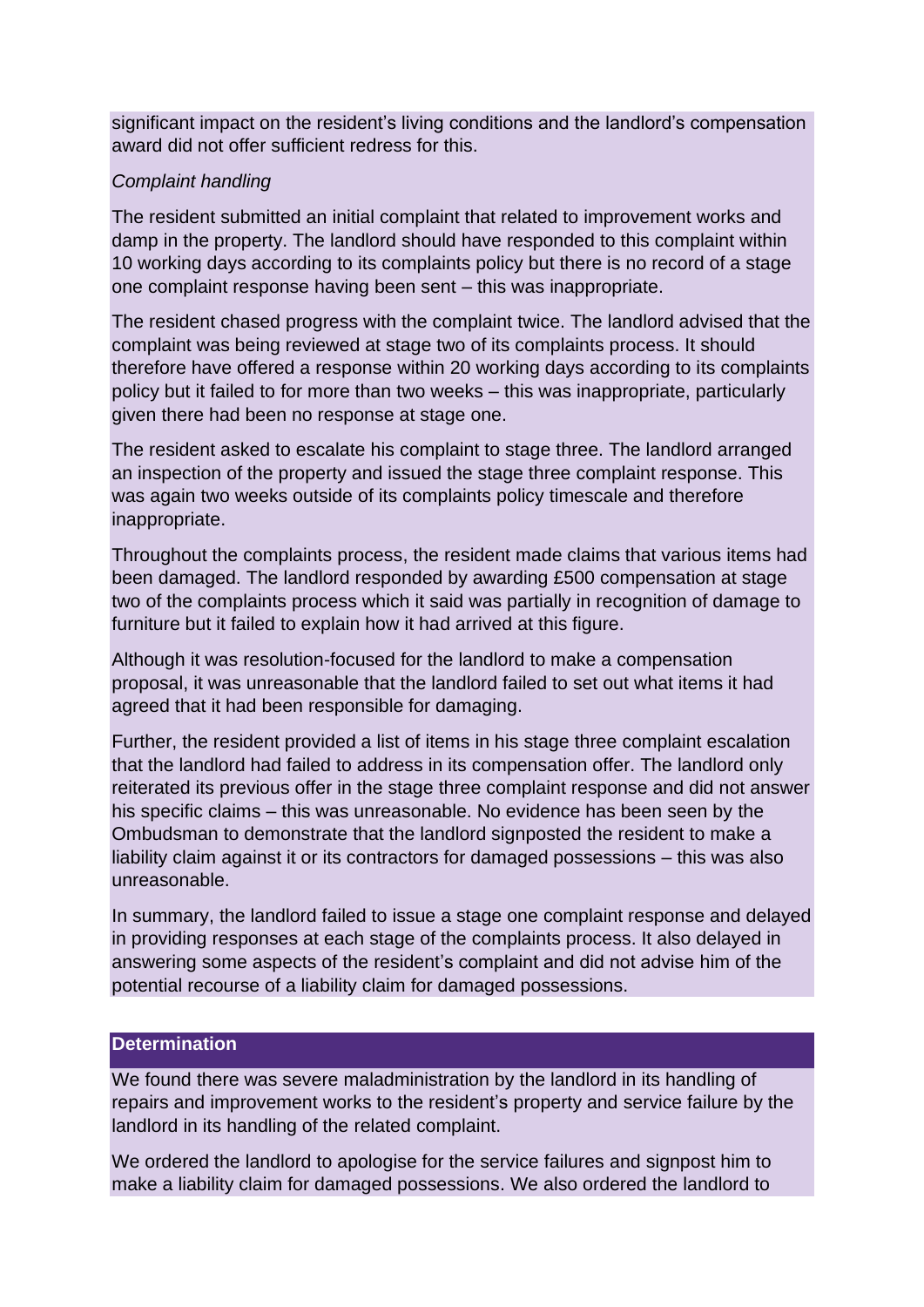significant impact on the resident's living conditions and the landlord's compensation award did not offer sufficient redress for this.

*Complaint handling*

The resident submitted an initial complaint that related to improvement works and damp in the property. The landlord should have responded to this complaint within 10 working days according to its complaints policy but there is no record of a stage one complaint response having been sent – this was inappropriate.

The resident chased progress with the complaint twice. The landlord advised that the complaint was being reviewed at stage two of its complaints process. It should therefore have offered a response within 20 working days according to its complaints policy but it failed to for more than two weeks – this was inappropriate, particularly given there had been no response at stage one.

The resident asked to escalate his complaint to stage three. The landlord arranged an inspection of the property and issued the stage three complaint response. This was again two weeks outside of its complaints policy timescale and therefore inappropriate.

Throughout the complaints process, the resident made claims that various items had been damaged. The landlord responded by awarding £500 compensation at stage two of the complaints process which it said was partially in recognition of damage to furniture but it failed to explain how it had arrived at this figure.

Although it was resolution-focused for the landlord to make a compensation proposal, it was unreasonable that the landlord failed to set out what items it had agreed that it had been responsible for damaging.

Further, the resident provided a list of items in his stage three complaint escalation that the landlord had failed to address in its compensation offer. The landlord only reiterated its previous offer in the stage three complaint response and did not answer his specific claims – this was unreasonable. No evidence has been seen by the Ombudsman to demonstrate that the landlord signposted the resident to make a liability claim against it or its contractors for damaged possessions – this was also unreasonable.

In summary, the landlord failed to issue a stage one complaint response and delayed in providing responses at each stage of the complaints process. It also delayed in answering some aspects of the resident's complaint and did not advise him of the potential recourse of a liability claim for damaged possessions.

## Determination

We found there was severe maladministration by the landlord in its handling of repairs and improvement works to the resident's property and service failure by the landlord in its handling of the related complaint.

We ordered the landlord to apologise for the service failures and signpost him to make a liability claim for damaged possessions. We also ordered the landlord to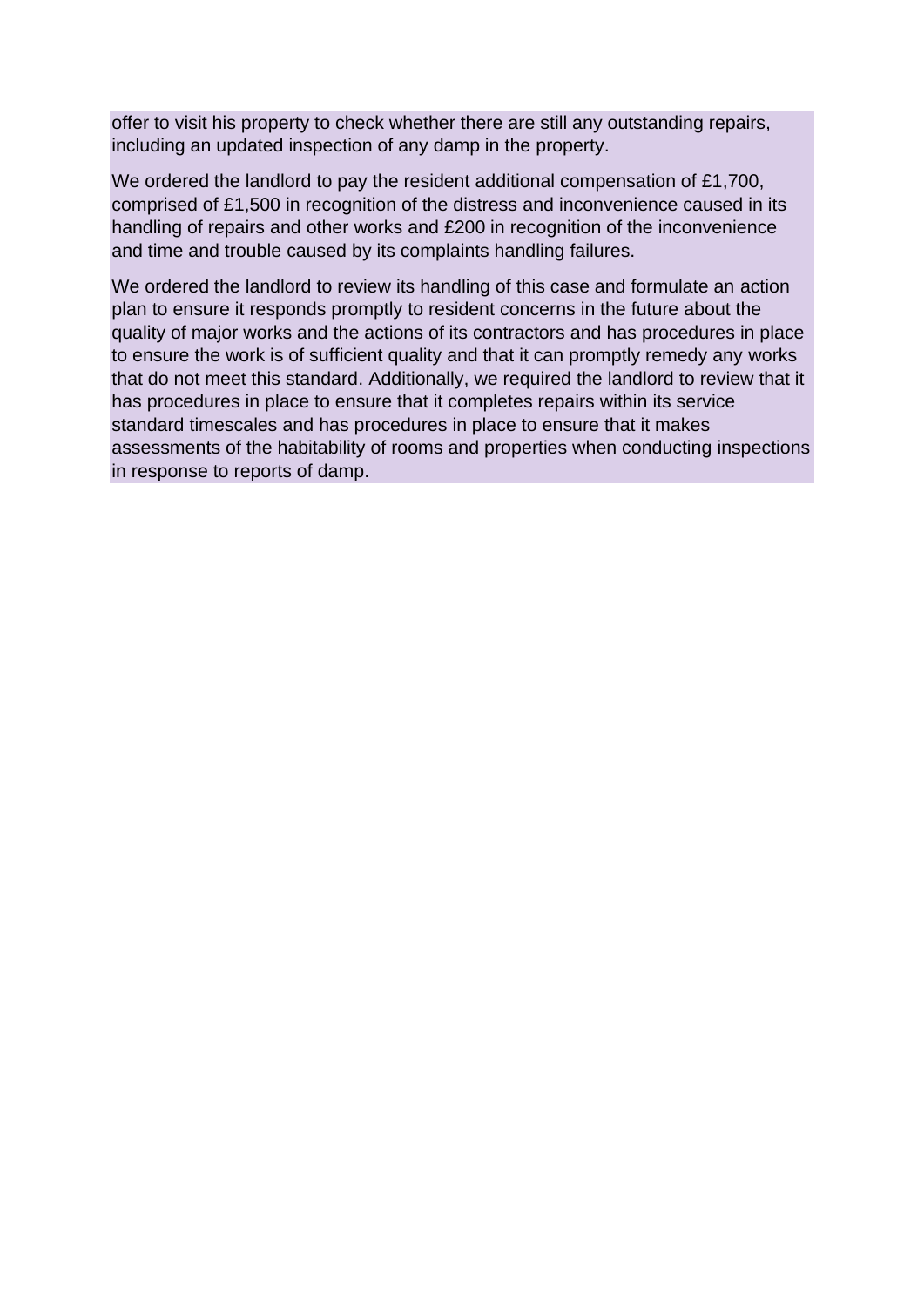offer to visit his property to check whether there are still any outstanding repairs, including an updated inspection of any damp in the property.

We ordered the landlord to pay the resident additional compensation of £1,700, comprised of £1,500 in recognition of the distress and inconvenience caused in its handling of repairs and other works and £200 in recognition of the inconvenience and time and trouble caused by its complaints handling failures.

We ordered the landlord to review its handling of this case and formulate an action plan to ensure it responds promptly to resident concerns in the future about the quality of major works and the actions of its contractors and has procedures in place to ensure the work is of sufficient quality and that it can promptly remedy any works that do not meet this standard. Additionally, we required the landlord to review that it has procedures in place to ensure that it completes repairs within its service standard timescales and has procedures in place to ensure that it makes assessments of the habitability of rooms and properties when conducting inspections in response to reports of damp.